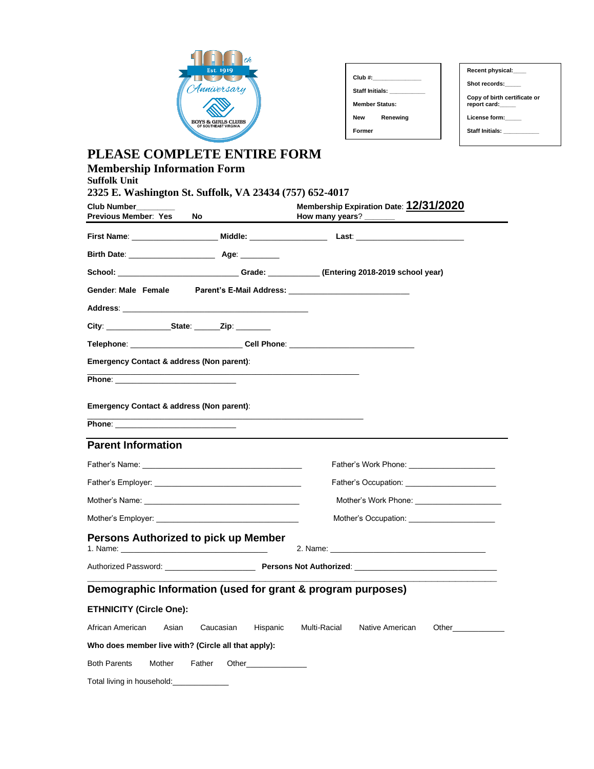Est. 1919

100th Anniversary

BOYS & GIRLS CLUBS OF SOUTHEAST VIRGINIA

Club #:______________

Staff Initials: __________

Member Status:

New    Renewing

Former

Recent physical:____

Shot records:_____

Copy of birth certificate or report card:_____

License form:_____

Staff Initials: __________

# PLEASE COMPLETE ENTIRE FORM

## Membership Information Form

**Suffolk Unit**

**2325 E. Washington St. Suffolk, VA 23434 (757) 652-4017**

**Club Number**________    **Membership Expiration Date**: **12/31/2020**

**Previous Member**: **Yes    No**    **How many years**? ______

**First Name**: __________________ **Middle**: ________________ **Last**: ________________________

**Birth Date**: __________________ **Age**: ________

**School**: __________________________ **Grade**: ___________ **(Entering 2018-2019 school year)**

**Gender**: **Male  Female**    **Parent's E-Mail Address**: __________________________

**Address**: ________________________________________

**City**: ______________**State**: ______**Zip**: ________

**Telephone**: _________________________ **Cell Phone**: ___________________________

**Emergency Contact & address (Non parent)**:

____________________________________________________________

**Phone**: ___________________________

**Emergency Contact & address (Non parent)**:

____________________________________________________________

**Phone**: ___________________________

## Parent Information

Father's Name: ___________________________________    Father's Work Phone: __________________

Father's Employer: ________________________________    Father's Occupation: __________________

Mother's Name: ___________________________________    Mother's Work Phone: __________________

Mother's Employer: ________________________________    Mother's Occupation: __________________

## Persons Authorized to pick up Member

1. Name: ________________________________    2. Name: __________________________________

Authorized Password: ____________________ **Persons Not Authorized**: ______________________________

## Demographic Information (used for grant & program purposes)

**ETHNICITY (Circle One):**

African American    Asian    Caucasian    Hispanic    Multi-Racial    Native American    Other___________

**Who does member live with? (Circle all that apply):**

Both Parents    Mother    Father    Other_____________

Total living in household:____________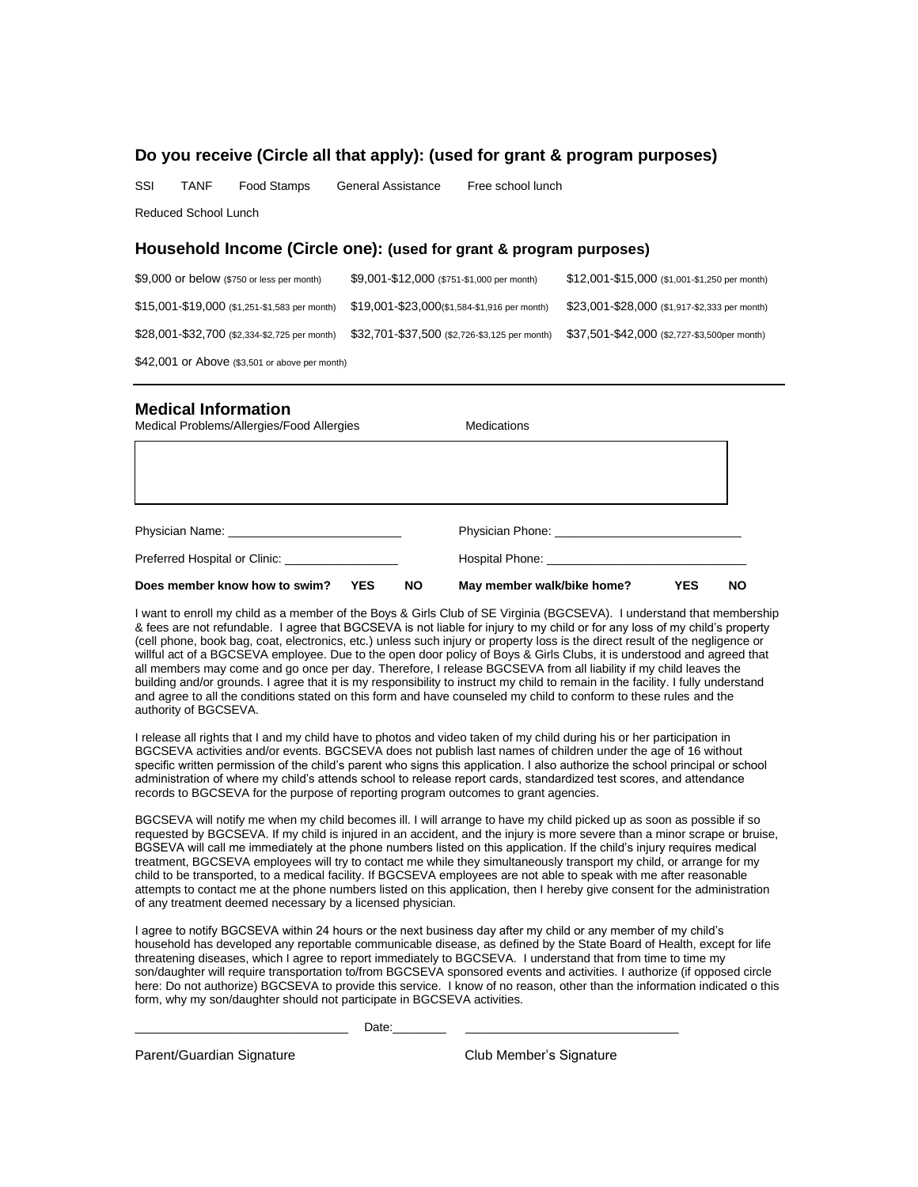### Do you receive (Circle all that apply): (used for grant & program purposes)

SSI TANF Food Stamps General Assistance Free school lunch

Reduced School Lunch

### Household Income (Circle one): (used for grant & program purposes)

| | | |
|---|---|---|
| $9,000 or below ($750 or less per month) | $9,001-$12,000 ($751-$1,000 per month) | $12,001-$15,000 ($1,001-$1,250 per month) |
| $15,001-$19,000 ($1,251-$1,583 per month) | $19,001-$23,000($1,584-$1,916 per month) | $23,001-$28,000 ($1,917-$2,333 per month) |
| $28,001-$32,700 ($2,334-$2,725 per month) | $32,701-$37,500 ($2,726-$3,125 per month) | $37,501-$42,000 ($2,727-$3,500per month) |
| $42,001 or Above ($3,501 or above per month) | | |

---

### Medical Information

Medical Problems/Allergies/Food Allergies Medications

| |
|---|
| |

Physician Name: ________________________ Physician Phone: ___________________________

Preferred Hospital or Clinic: ________________ Hospital Phone: _____________________________

**Does member know how to swim? YES NO May member walk/bike home? YES NO**

I want to enroll my child as a member of the Boys & Girls Club of SE Virginia (BGCSEVA). I understand that membership & fees are not refundable. I agree that BGCSEVA is not liable for injury to my child or for any loss of my child's property (cell phone, book bag, coat, electronics, etc.) unless such injury or property loss is the direct result of the negligence or willful act of a BGCSEVA employee. Due to the open door policy of Boys & Girls Clubs, it is understood and agreed that all members may come and go once per day. Therefore, I release BGCSEVA from all liability if my child leaves the building and/or grounds. I agree that it is my responsibility to instruct my child to remain in the facility. I fully understand and agree to all the conditions stated on this form and have counseled my child to conform to these rules and the authority of BGCSEVA.

I release all rights that I and my child have to photos and video taken of my child during his or her participation in BGCSEVA activities and/or events. BGCSEVA does not publish last names of children under the age of 16 without specific written permission of the child's parent who signs this application. I also authorize the school principal or school administration of where my child's attends school to release report cards, standardized test scores, and attendance records to BGCSEVA for the purpose of reporting program outcomes to grant agencies.

BGCSEVA will notify me when my child becomes ill. I will arrange to have my child picked up as soon as possible if so requested by BGCSEVA. If my child is injured in an accident, and the injury is more severe than a minor scrape or bruise, BGSEVA will call me immediately at the phone numbers listed on this application. If the child's injury requires medical treatment, BGCSEVA employees will try to contact me while they simultaneously transport my child, or arrange for my child to be transported, to a medical facility. If BGCSEVA employees are not able to speak with me after reasonable attempts to contact me at the phone numbers listed on this application, then I hereby give consent for the administration of any treatment deemed necessary by a licensed physician.

I agree to notify BGCSEVA within 24 hours or the next business day after my child or any member of my child's household has developed any reportable communicable disease, as defined by the State Board of Health, except for life threatening diseases, which I agree to report immediately to BGCSEVA. I understand that from time to time my son/daughter will require transportation to/from BGCSEVA sponsored events and activities. I authorize (if opposed circle here: Do not authorize) BGCSEVA to provide this service. I know of no reason, other than the information indicated o this form, why my son/daughter should not participate in BGCSEVA activities.

______________________________ Date:________ ______________________________

Parent/Guardian Signature Club Member's Signature